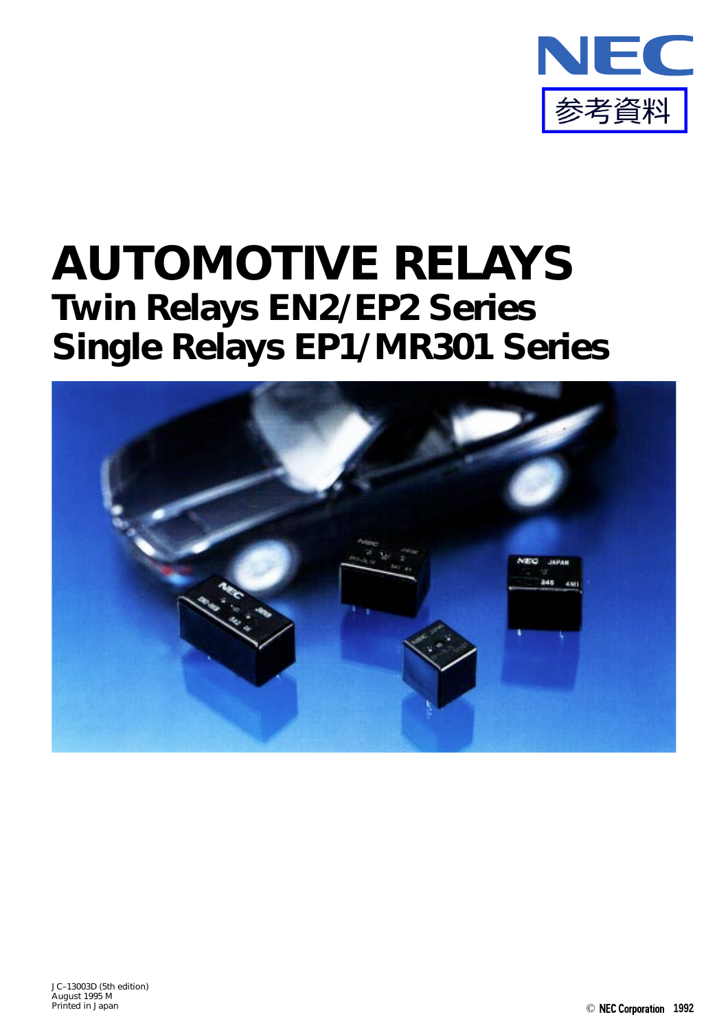NEC

参考資料

# AUTOMOTIVE RELAYS

## Twin Relays EN2/EP2 Series
## Single Relays EP1/MR301 Series

JC–13003D (5th edition)
August 1995 M
Printed in Japan

© NEC Corporation 1992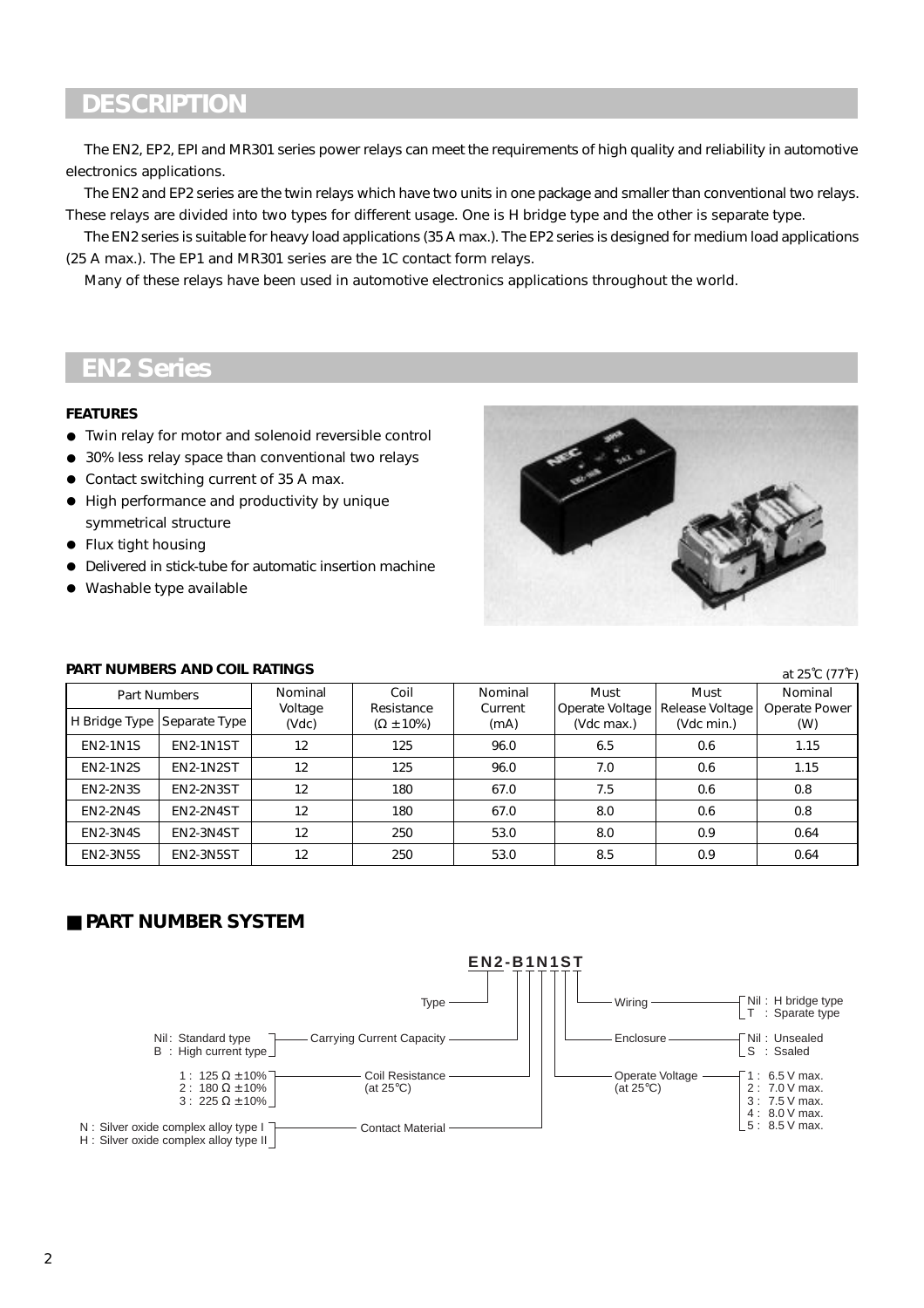## DESCRIPTION

The EN2, EP2, EPI and MR301 series power relays can meet the requirements of high quality and reliability in automotive electronics applications.

The EN2 and EP2 series are the twin relays which have two units in one package and smaller than conventional two relays. These relays are divided into two types for different usage. One is H bridge type and the other is separate type.

The EN2 series is suitable for heavy load applications (35 A max.). The EP2 series is designed for medium load applications (25 A max.). The EP1 and MR301 series are the 1C contact form relays.

Many of these relays have been used in automotive electronics applications throughout the world.

## EN2 Series

**FEATURES**

- Twin relay for motor and solenoid reversible control
- 30% less relay space than conventional two relays
- Contact switching current of 35 A max.
- High performance and productivity by unique symmetrical structure
- Flux tight housing
- Delivered in stick-tube for automatic insertion machine
- Washable type available

**PART NUMBERS AND COIL RATINGS**

at 25˚C (77˚F)

| Part Numbers | | Nominal Voltage (Vdc) | Coil Resistance (Ω ±10%) | Nominal Current (mA) | Must Operate Voltage (Vdc max.) | Must Release Voltage (Vdc min.) | Nominal Operate Power (W) |
|---|---|---|---|---|---|---|---|
| H Bridge Type | Separate Type | | | | | | |
| EN2-1N1S | EN2-1N1ST | 12 | 125 | 96.0 | 6.5 | 0.6 | 1.15 |
| EN2-1N2S | EN2-1N2ST | 12 | 125 | 96.0 | 7.0 | 0.6 | 1.15 |
| EN2-2N3S | EN2-2N3ST | 12 | 180 | 67.0 | 7.5 | 0.6 | 0.8 |
| EN2-2N4S | EN2-2N4ST | 12 | 180 | 67.0 | 8.0 | 0.6 | 0.8 |
| EN2-3N4S | EN2-3N4ST | 12 | 250 | 53.0 | 8.0 | 0.9 | 0.64 |
| EN2-3N5S | EN2-3N5ST | 12 | 250 | 53.0 | 8.5 | 0.9 | 0.64 |

## ■ PART NUMBER SYSTEM

**EN2-B1N1ST**

- Type: EN2
- Carrying Current Capacity:
  - Nil: Standard type
  - B : High current type
- Coil Resistance (at 25°C):
  - 1 : 125 Ω ±10%
  - 2 : 180 Ω ±10%
  - 3 : 225 Ω ±10%
- Contact Material:
  - N : Silver oxide complex alloy type I
  - H : Silver oxide complex alloy type II
- Operate Voltage (at 25°C):
  - 1 : 6.5 V max.
  - 2 : 7.0 V max.
  - 3 : 7.5 V max.
  - 4 : 8.0 V max.
  - 5 : 8.5 V max.
- Enclosure:
  - Nil : Unsealed
  - S : Ssaled
- Wiring:
  - Nil : H bridge type
  - T : Sparate type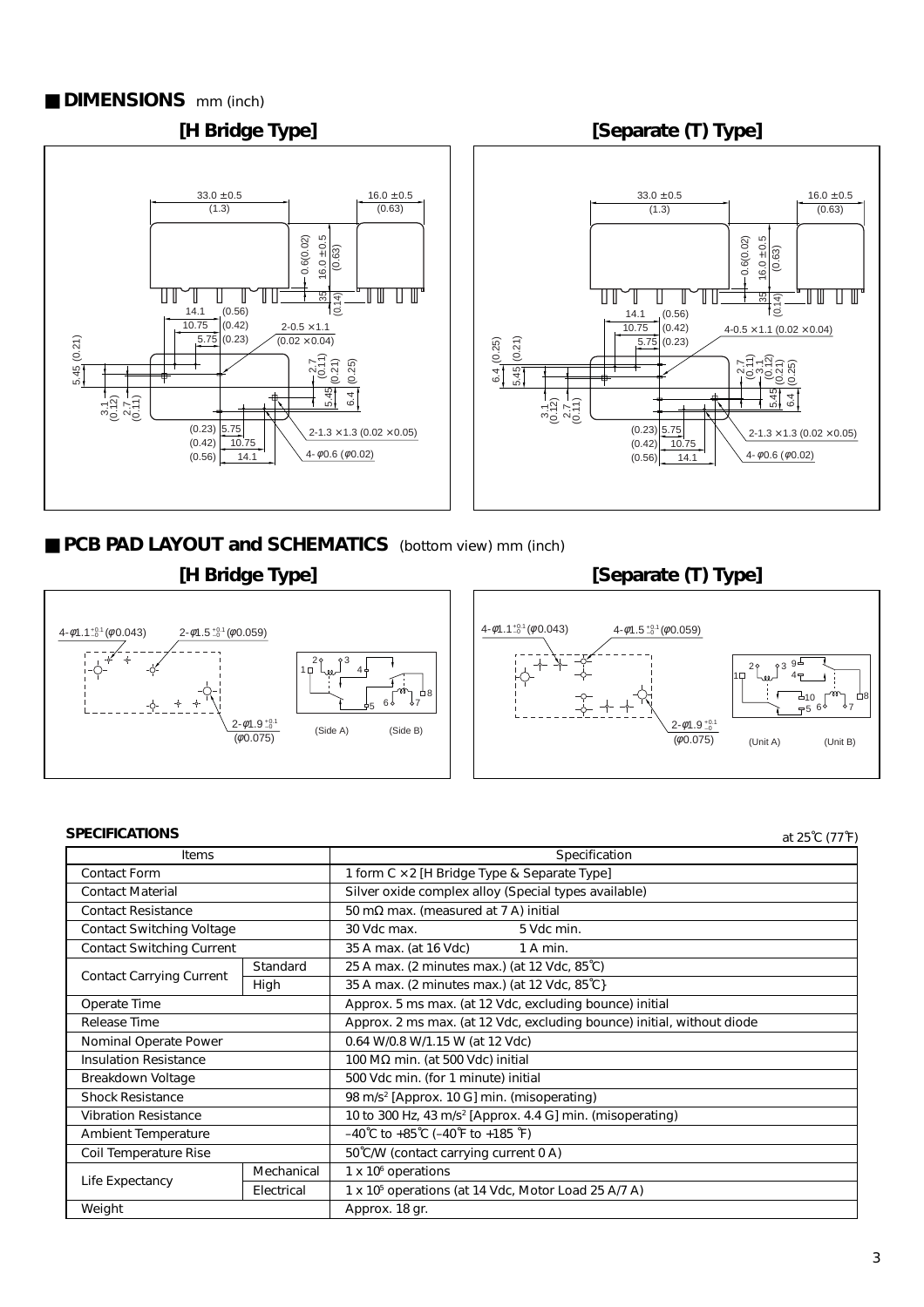## ■ DIMENSIONS mm (inch)

### [H Bridge Type]

33.0 ±0.5 (1.3)
16.0 ±0.5 (0.63)
0.6(0.02)
16.0 ±0.5 (0.63)
3.5 (0.14)
14.1 (0.56)
10.75 (0.42)
5.75 (0.23)
2-0.5 ×1.1 (0.02 ×0.04)
5.45 (0.21)
3.1 (0.12)
2.7 (0.11)
2.7 (0.11)
5.45 (0.21)
6.4 (0.25)
(0.23) 5.75
(0.42) 10.75
(0.56) 14.1
2-1.3 ×1.3 (0.02 ×0.05)
4-φ0.6 (φ0.02)

### [Separate (T) Type]

33.0 ±0.5 (1.3)
16.0 ±0.5 (0.63)
0.6(0.02)
16.0 ±0.5 (0.63)
3.5 (0.14)
14.1 (0.56)
10.75 (0.42)
5.75 (0.23)
4-0.5 ×1.1 (0.02 ×0.04)
6.4 (0.25)
5.45 (0.21)
3.1 (0.12)
2.7 (0.11)
2.7 (0.11)
3.1 (0.12)
5.45 (0.21)
6.4 (0.25)
(0.23) 5.75
(0.42) 10.75
(0.56) 14.1
2-1.3 ×1.3 (0.02 ×0.05)
4-φ0.6 (φ0.02)

## ■ PCB PAD LAYOUT and SCHEMATICS (bottom view) mm (inch)

### [H Bridge Type]

4-φ1.1 $^{+0.1}_{-0}$ (φ0.043)
2-φ1.5 $^{+0.1}_{-0}$ (φ0.059)
2-φ1.9 $^{+0.1}_{-0}$ (φ0.075)

(Side A) (Side B)

### [Separate (T) Type]

4-φ1.1 $^{+0.1}_{-0}$ (φ0.043)
4-φ1.5 $^{+0.1}_{-0}$ (φ0.059)
2-φ1.9 $^{+0.1}_{-0}$ (φ0.075)

(Unit A) (Unit B)

## SPECIFICATIONS

at 25℃ (77℉)

| Items | | Specification |
|---|---|---|
| Contact Form | | 1 form C ×2 [H Bridge Type & Separate Type] |
| Contact Material | | Silver oxide complex alloy (Special types available) |
| Contact Resistance | | 50 mΩ max. (measured at 7 A) initial |
| Contact Switching Voltage | | 30 Vdc max. 5 Vdc min. |
| Contact Switching Current | | 35 A max. (at 16 Vdc) 1 A min. |
| Contact Carrying Current | Standard | 25 A max. (2 minutes max.) (at 12 Vdc, 85℃) |
| | High | 35 A max. (2 minutes max.) (at 12 Vdc, 85℃} |
| Operate Time | | Approx. 5 ms max. (at 12 Vdc, excluding bounce) initial |
| Release Time | | Approx. 2 ms max. (at 12 Vdc, excluding bounce) initial, without diode |
| Nominal Operate Power | | 0.64 W/0.8 W/1.15 W (at 12 Vdc) |
| Insulation Resistance | | 100 MΩ min. (at 500 Vdc) initial |
| Breakdown Voltage | | 500 Vdc min. (for 1 minute) initial |
| Shock Resistance | | 98 m/s² [Approx. 10 G] min. (misoperating) |
| Vibration Resistance | | 10 to 300 Hz, 43 m/s² [Approx. 4.4 G] min. (misoperating) |
| Ambient Temperature | | –40℃ to +85℃ (–40℉ to +185 ℉) |
| Coil Temperature Rise | | 50℃/W (contact carrying current 0 A) |
| Life Expectancy | Mechanical | 1 x $10^6$ operations |
| | Electrical | 1 x $10^5$ operations (at 14 Vdc, Motor Load 25 A/7 A) |
| Weight | | Approx. 18 gr. |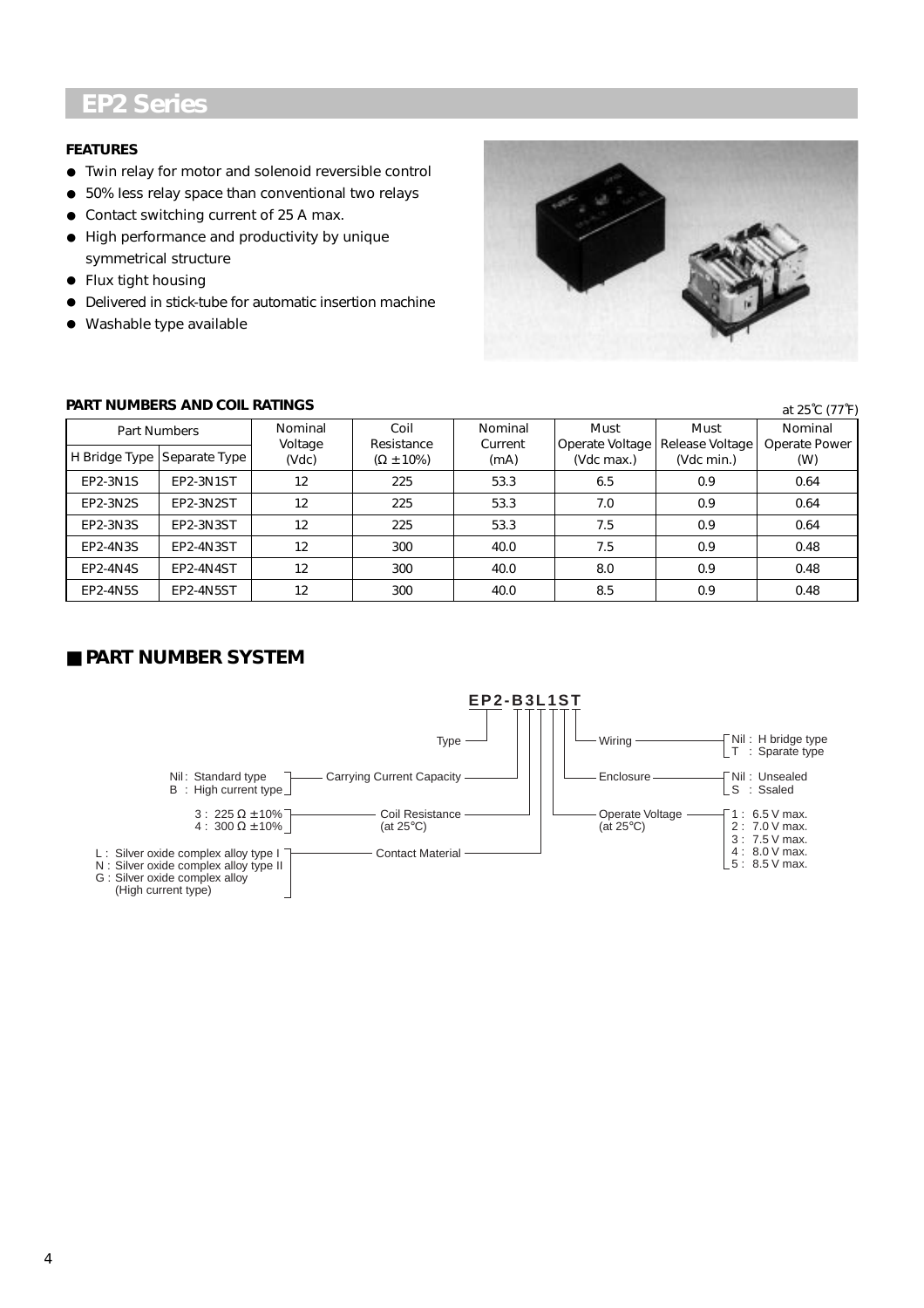# EP2 Series

**FEATURES**

- Twin relay for motor and solenoid reversible control
- 50% less relay space than conventional two relays
- Contact switching current of 25 A max.
- High performance and productivity by unique symmetrical structure
- Flux tight housing
- Delivered in stick-tube for automatic insertion machine
- Washable type available

**PART NUMBERS AND COIL RATINGS**

at 25˚C (77˚F)

| Part Numbers | | Nominal Voltage (Vdc) | Coil Resistance (Ω ±10%) | Nominal Current (mA) | Must Operate Voltage (Vdc max.) | Must Release Voltage (Vdc min.) | Nominal Operate Power (W) |
|---|---|---|---|---|---|---|---|
| H Bridge Type | Separate Type | | | | | | |
| EP2-3N1S | EP2-3N1ST | 12 | 225 | 53.3 | 6.5 | 0.9 | 0.64 |
| EP2-3N2S | EP2-3N2ST | 12 | 225 | 53.3 | 7.0 | 0.9 | 0.64 |
| EP2-3N3S | EP2-3N3ST | 12 | 225 | 53.3 | 7.5 | 0.9 | 0.64 |
| EP2-4N3S | EP2-4N3ST | 12 | 300 | 40.0 | 7.5 | 0.9 | 0.48 |
| EP2-4N4S | EP2-4N4ST | 12 | 300 | 40.0 | 8.0 | 0.9 | 0.48 |
| EP2-4N5S | EP2-4N5ST | 12 | 300 | 40.0 | 8.5 | 0.9 | 0.48 |

## ■ PART NUMBER SYSTEM

**EP2-B3L1ST**

- Type: EP2
- Carrying Current Capacity:
  - Nil: Standard type
  - B : High current type
- Coil Resistance (at 25°C):
  - 3 : 225 Ω ±10%
  - 4 : 300 Ω ±10%
- Contact Material:
  - L : Silver oxide complex alloy type I
  - N : Silver oxide complex alloy type II
  - G : Silver oxide complex alloy (High current type)
- Operate Voltage (at 25°C):
  - 1 : 6.5 V max.
  - 2 : 7.0 V max.
  - 3 : 7.5 V max.
  - 4 : 8.0 V max.
  - 5 : 8.5 V max.
- Enclosure:
  - Nil : Unsealed
  - S : Ssaled
- Wiring:
  - Nil : H bridge type
  - T : Sparate type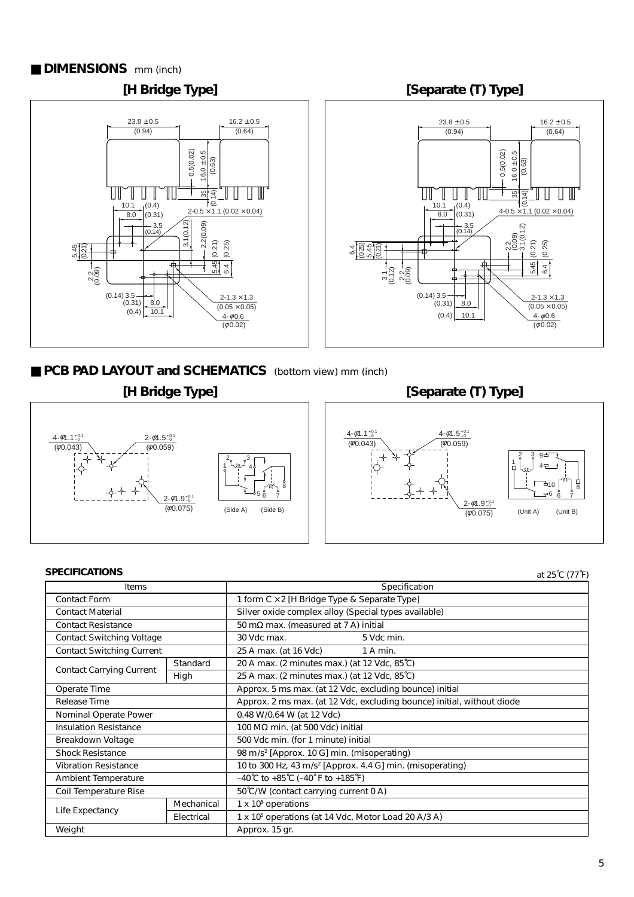## ■ DIMENSIONS mm (inch)

### [H Bridge Type]

### [Separate (T) Type]

## ■ PCB PAD LAYOUT and SCHEMATICS (bottom view) mm (inch)

### [H Bridge Type]

### [Separate (T) Type]

### SPECIFICATIONS

at 25℃ (77℉)

| Items | | Specification |
|---|---|---|
| Contact Form | | 1 form C × 2 [H Bridge Type & Separate Type] |
| Contact Material | | Silver oxide complex alloy (Special types available) |
| Contact Resistance | | 50 mΩ max. (measured at 7 A) initial |
| Contact Switching Voltage | | 30 Vdc max. 5 Vdc min. |
| Contact Switching Current | | 25 A max. (at 16 Vdc) 1 A min. |
| Contact Carrying Current | Standard | 20 A max. (2 minutes max.) (at 12 Vdc, 85℃) |
| | High | 25 A max. (2 minutes max.) (at 12 Vdc, 85℃) |
| Operate Time | | Approx. 5 ms max. (at 12 Vdc, excluding bounce) initial |
| Release Time | | Approx. 2 ms max. (at 12 Vdc, excluding bounce) initial, without diode |
| Nominal Operate Power | | 0.48 W/0.64 W (at 12 Vdc) |
| Insulation Resistance | | 100 MΩ min. (at 500 Vdc) initial |
| Breakdown Voltage | | 500 Vdc min. (for 1 minute) initial |
| Shock Resistance | | 98 m/s² [Approx. 10 G] min. (misoperating) |
| Vibration Resistance | | 10 to 300 Hz, 43 m/s² [Approx. 4.4 G] min. (misoperating) |
| Ambient Temperature | | –40℃ to +85℃ (–40˚F to +185℉) |
| Coil Temperature Rise | | 50℃/W (contact carrying current 0 A) |
| Life Expectancy | Mechanical | 1 x $10^6$ operations |
| | Electrical | 1 x $10^5$ operations (at 14 Vdc, Motor Load 20 A/3 A) |
| Weight | | Approx. 15 gr. |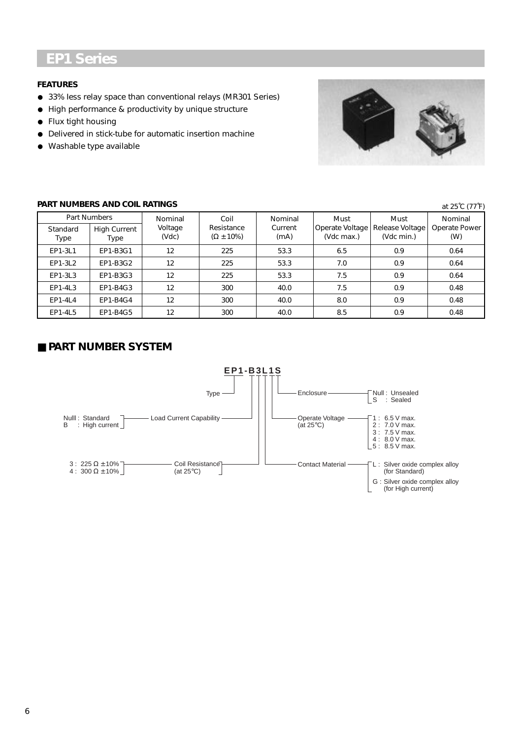# EP1 Series

**FEATURES**

- 33% less relay space than conventional relays (MR301 Series)
- High performance & productivity by unique structure
- Flux tight housing
- Delivered in stick-tube for automatic insertion machine
- Washable type available

**PART NUMBERS AND COIL RATINGS**

at 25℃ (77℉)

| Part Numbers | | Nominal Voltage (Vdc) | Coil Resistance (Ω ±10%) | Nominal Current (mA) | Must Operate Voltage (Vdc max.) | Must Release Voltage (Vdc min.) | Nominal Operate Power (W) |
|---|---|---|---|---|---|---|---|
| Standard Type | High Current Type | | | | | | |
| EP1-3L1 | EP1-B3G1 | 12 | 225 | 53.3 | 6.5 | 0.9 | 0.64 |
| EP1-3L2 | EP1-B3G2 | 12 | 225 | 53.3 | 7.0 | 0.9 | 0.64 |
| EP1-3L3 | EP1-B3G3 | 12 | 225 | 53.3 | 7.5 | 0.9 | 0.64 |
| EP1-4L3 | EP1-B4G3 | 12 | 300 | 40.0 | 7.5 | 0.9 | 0.48 |
| EP1-4L4 | EP1-B4G4 | 12 | 300 | 40.0 | 8.0 | 0.9 | 0.48 |
| EP1-4L5 | EP1-B4G5 | 12 | 300 | 40.0 | 8.5 | 0.9 | 0.48 |

## ■ PART NUMBER SYSTEM

**EP1-B3L1S**

- **Type**: EP1
- **Load Current Capability**: Nulll : Standard; B : High current
- **Coil Resistance** (at 25℃): 3 : 225 Ω ±10%; 4 : 300 Ω ±10%
- **Contact Material**: L : Silver oxide complex alloy (for Standard); G : Silver oxide complex alloy (for High current)
- **Operate Voltage** (at 25℃): 1 : 6.5 V max.; 2 : 7.0 V max.; 3 : 7.5 V max.; 4 : 8.0 V max.; 5 : 8.5 V max.
- **Enclosure**: Null : Unsealed; S : Sealed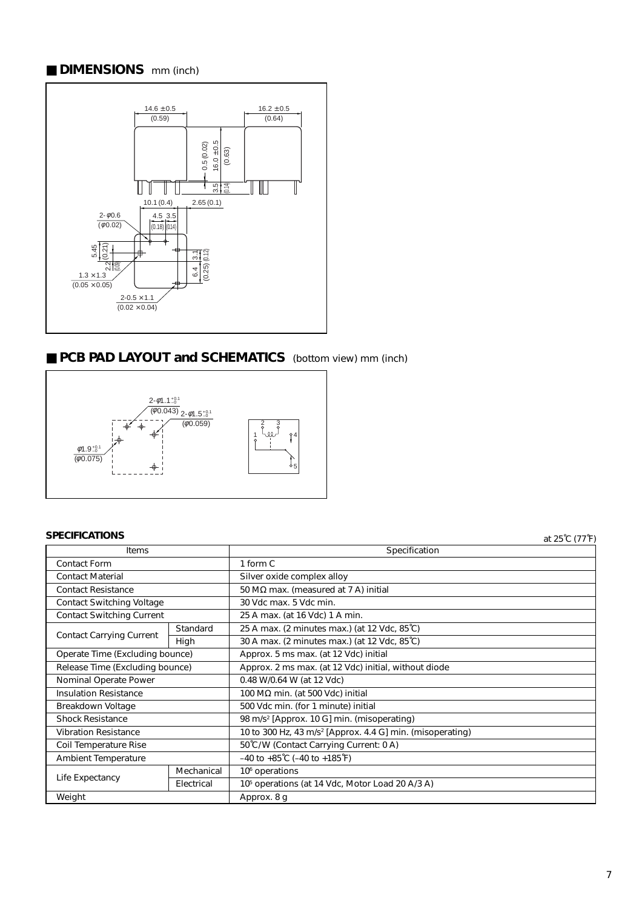## ■ DIMENSIONS mm (inch)

14.6 ±0.5 (0.59)

16.2 ±0.5 (0.64)

16.0 ±0.5 (0.63)

0.5 (0.02)

3.5 (0.14)

10.1 (0.4)

2.65 (0.1)

2-φ0.6 (φ0.02)

4.5 (0.18)

3.5 (0.14)

5.45 (0.21)

2.2 (0.09)

1.3 ×1.3 (0.05 ×0.05)

3.1 (0.12)

6.4 (0.25)

2-0.5 ×1.1 (0.02 ×0.04)

## ■ PCB PAD LAYOUT and SCHEMATICS (bottom view) mm (inch)

2-φ1.1 $^{+0.1}_{-0}$ (φ0.043)

2-φ1.5 $^{+0.1}_{-0}$ (φ0.059)

φ1.9 $^{+0.1}_{-0}$ (φ0.075)

1 2 3 4 5

### SPECIFICATIONS

at 25℃ (77℉)

| Items | | Specification |
|---|---|---|
| Contact Form | | 1 form C |
| Contact Material | | Silver oxide complex alloy |
| Contact Resistance | | 50 MΩ max. (measured at 7 A) initial |
| Contact Switching Voltage | | 30 Vdc max. 5 Vdc min. |
| Contact Switching Current | | 25 A max. (at 16 Vdc) 1 A min. |
| Contact Carrying Current | Standard | 25 A max. (2 minutes max.) (at 12 Vdc, 85℃) |
| | High | 30 A max. (2 minutes max.) (at 12 Vdc, 85℃) |
| Operate Time (Excluding bounce) | | Approx. 5 ms max. (at 12 Vdc) initial |
| Release Time (Excluding bounce) | | Approx. 2 ms max. (at 12 Vdc) initial, without diode |
| Nominal Operate Power | | 0.48 W/0.64 W (at 12 Vdc) |
| Insulation Resistance | | 100 MΩ min. (at 500 Vdc) initial |
| Breakdown Voltage | | 500 Vdc min. (for 1 minute) initial |
| Shock Resistance | | 98 $m/s^2$ [Approx. 10 G] min. (misoperating) |
| Vibration Resistance | | 10 to 300 Hz, 43 $m/s^2$ [Approx. 4.4 G] min. (misoperating) |
| Coil Temperature Rise | | 50℃/W (Contact Carrying Current: 0 A) |
| Ambient Temperature | | –40 to +85℃ (–40 to +185℉) |
| Life Expectancy | Mechanical | $10^6$ operations |
| | Electrical | $10^5$ operations (at 14 Vdc, Motor Load 20 A/3 A) |
| Weight | | Approx. 8 g |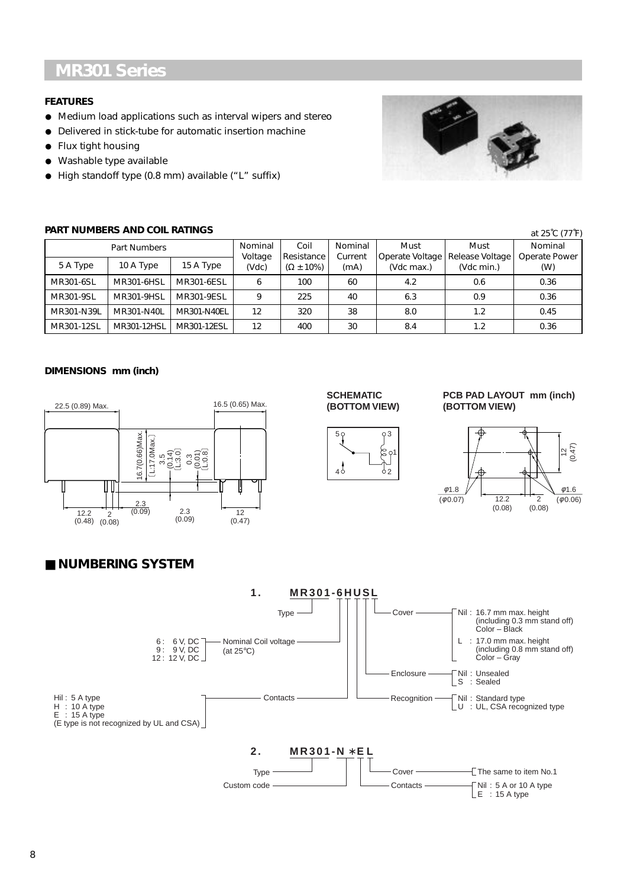# MR301 Series

**FEATURES**

- Medium load applications such as interval wipers and stereo
- Delivered in stick-tube for automatic insertion machine
- Flux tight housing
- Washable type available
- High standoff type (0.8 mm) available (“L” suffix)

**PART NUMBERS AND COIL RATINGS**

at 25˚C (77˚F)

| Part Numbers | | | Nominal Voltage (Vdc) | Coil Resistance (Ω ±10%) | Nominal Current (mA) | Must Operate Voltage (Vdc max.) | Must Release Voltage (Vdc min.) | Nominal Operate Power (W) |
|---|---|---|---|---|---|---|---|---|
| 5 A Type | 10 A Type | 15 A Type | | | | | | |
| MR301-6SL | MR301-6HSL | MR301-6ESL | 6 | 100 | 60 | 4.2 | 0.6 | 0.36 |
| MR301-9SL | MR301-9HSL | MR301-9ESL | 9 | 225 | 40 | 6.3 | 0.9 | 0.36 |
| MR301-N39L | MR301-N40L | MR301-N40EL | 12 | 320 | 38 | 8.0 | 1.2 | 0.45 |
| MR301-12SL | MR301-12HSL | MR301-12ESL | 12 | 400 | 30 | 8.4 | 1.2 | 0.36 |

**DIMENSIONS mm (inch)**

22.5 (0.89) Max. 16.5 (0.65) Max. 16.7(0.66)Max. [L:17.0Max.] 3.5 (0.14) [L:3.0] 0.3 (0.01) [L:0.8] 2.3 (0.09) 2.3 (0.09) 12.2 (0.48) 2 (0.08) 12 (0.47)

**SCHEMATIC (BOTTOM VIEW)**

**PCB PAD LAYOUT mm (inch) (BOTTOM VIEW)**

φ1.8 (φ0.07) 12.2 (0.08) 2 (0.08) φ1.6 (φ0.06) 12 (0.47)

## ■ NUMBERING SYSTEM

**1. MR301-6HUSL**

- Type
- Nominal Coil voltage (at 25°C)
  - 6 : 6 V, DC
  - 9 : 9 V, DC
  - 12 : 12 V, DC
- Contacts
  - Hil : 5 A type
  - H : 10 A type
  - E : 15 A type
  - (E type is not recognized by UL and CSA)
- Recognition
  - Nil : Standard type
  - U : UL, CSA recognized type
- Enclosure
  - Nil : Unsealed
  - S : Sealed
- Cover
  - Nil : 16.7 mm max. height (including 0.3 mm stand off) Color – Black
  - L : 17.0 mm max. height (including 0.8 mm stand off) Color – Gray

**2. MR301-N ∗EL**

- Type
- Custom code
- Contacts
  - Nil : 5 A or 10 A type
  - E : 15 A type
- Cover
  - The same to item No.1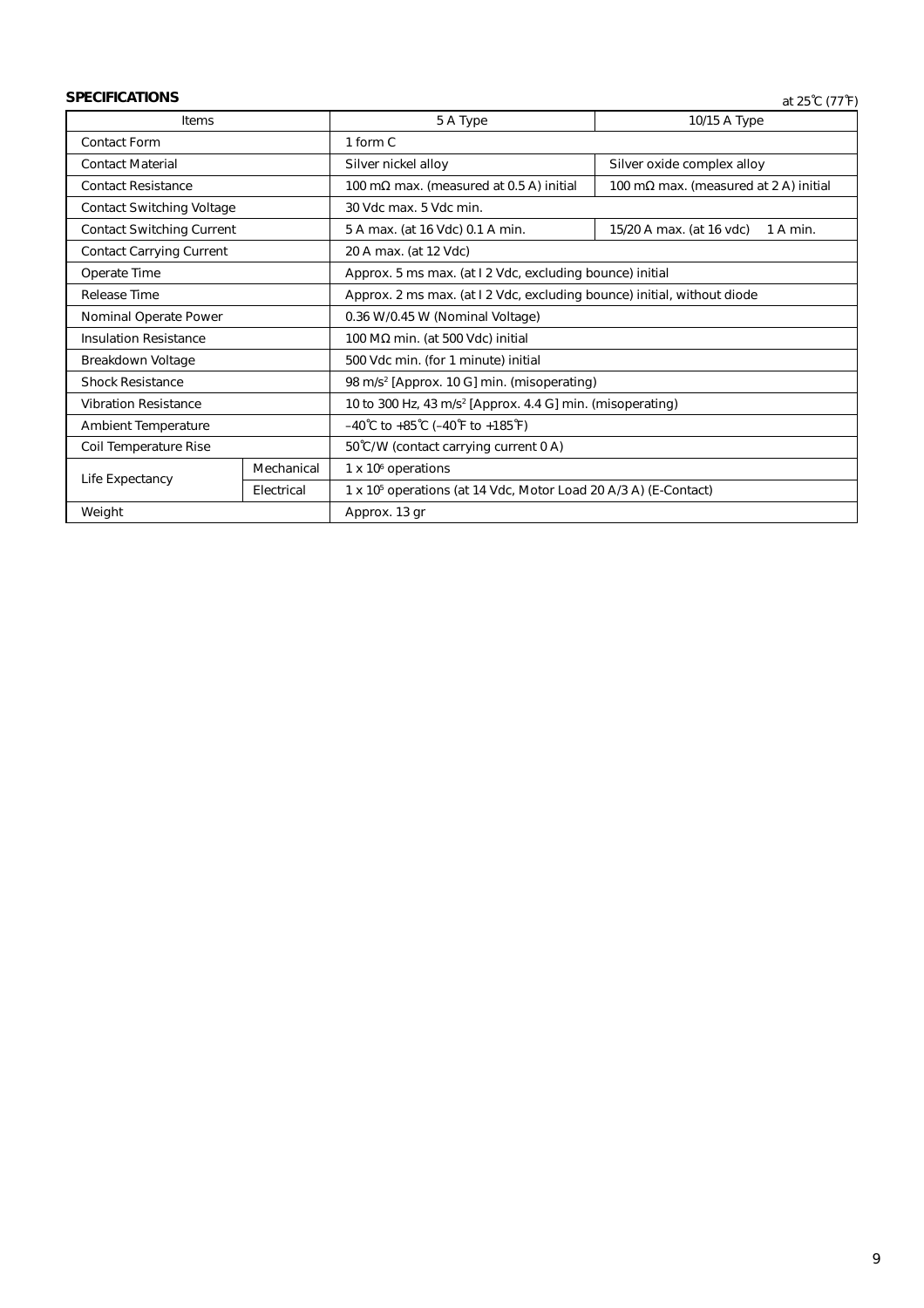## SPECIFICATIONS

at 25℃ (77℉)

| Items | | 5 A Type | 10/15 A Type |
|---|---|---|---|
| Contact Form | | 1 form C | |
| Contact Material | | Silver nickel alloy | Silver oxide complex alloy |
| Contact Resistance | | 100 mΩ max. (measured at 0.5 A) initial | 100 mΩ max. (measured at 2 A) initial |
| Contact Switching Voltage | | 30 Vdc max. 5 Vdc min. | |
| Contact Switching Current | | 5 A max. (at 16 Vdc) 0.1 A min. | 15/20 A max. (at 16 vdc)    1 A min. |
| Contact Carrying Current | | 20 A max. (at 12 Vdc) | |
| Operate Time | | Approx. 5 ms max. (at I 2 Vdc, excluding bounce) initial | |
| Release Time | | Approx. 2 ms max. (at I 2 Vdc, excluding bounce) initial, without diode | |
| Nominal Operate Power | | 0.36 W/0.45 W (Nominal Voltage) | |
| Insulation Resistance | | 100 MΩ min. (at 500 Vdc) initial | |
| Breakdown Voltage | | 500 Vdc min. (for 1 minute) initial | |
| Shock Resistance | | 98 $m/s^2$ [Approx. 10 G] min. (misoperating) | |
| Vibration Resistance | | 10 to 300 Hz, 43 $m/s^2$ [Approx. 4.4 G] min. (misoperating) | |
| Ambient Temperature | | –40℃ to +85℃ (–40℉ to +185℉) | |
| Coil Temperature Rise | | 50℃/W (contact carrying current 0 A) | |
| Life Expectancy | Mechanical | 1 x $10^6$ operations | |
| | Electrical | 1 x $10^5$ operations (at 14 Vdc, Motor Load 20 A/3 A) (E-Contact) | |
| Weight | | Approx. 13 gr | |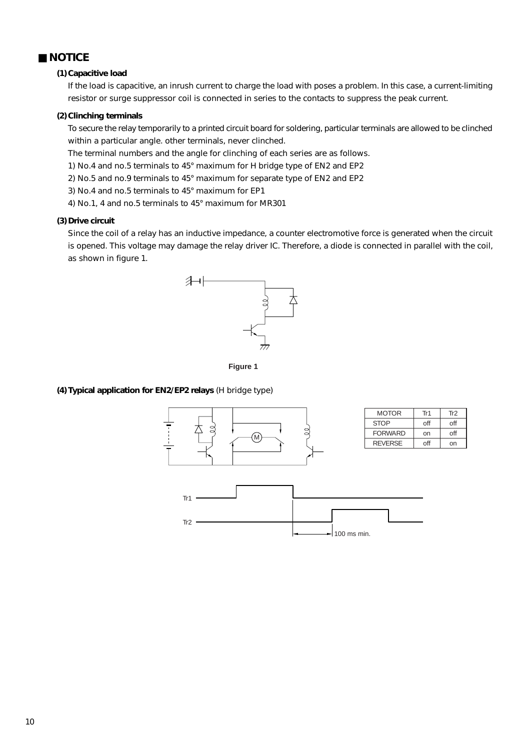## ■ NOTICE

**(1) Capacitive load**

If the load is capacitive, an inrush current to charge the load with poses a problem. In this case, a current-limiting resistor or surge suppressor coil is connected in series to the contacts to suppress the peak current.

**(2) Clinching terminals**

To secure the relay temporarily to a printed circuit board for soldering, particular terminals are allowed to be clinched within a particular angle. other terminals, never clinched.

The terminal numbers and the angle for clinching of each series are as follows.

1) No.4 and no.5 terminals to 45° maximum for H bridge type of EN2 and EP2

2) No.5 and no.9 terminals to 45° maximum for separate type of EN2 and EP2

3) No.4 and no.5 terminals to 45° maximum for EP1

4) No.1, 4 and no.5 terminals to 45° maximum for MR301

**(3) Drive circuit**

Since the coil of a relay has an inductive impedance, a counter electromotive force is generated when the circuit is opened. This voltage may damage the relay driver IC. Therefore, a diode is connected in parallel with the coil, as shown in figure 1.

**Figure 1**

**(4) Typical application for EN2/EP2 relays** (H bridge type)

| MOTOR | Tr1 | Tr2 |
|---|---|---|
| STOP | off | off |
| FORWARD | on | off |
| REVERSE | off | on |

Tr1

Tr2

100 ms min.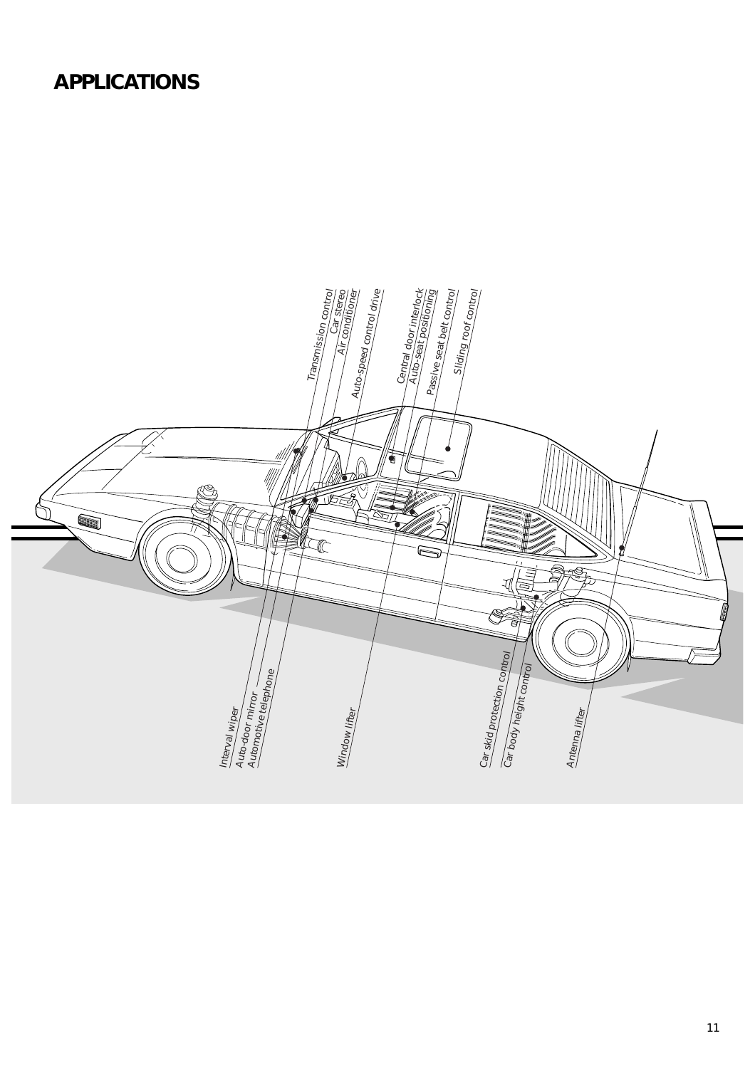# APPLICATIONS

Transmission control
Car stereo
Air conditioner
Auto-speed control drive
Central door interlock
Auto-seat positioning
Passive seat belt control
Sliding roof control

Interval wiper
Auto-door mirror
Automotive telephone
Window lifter
Car skid protection control
Car body height control
Antenna lifter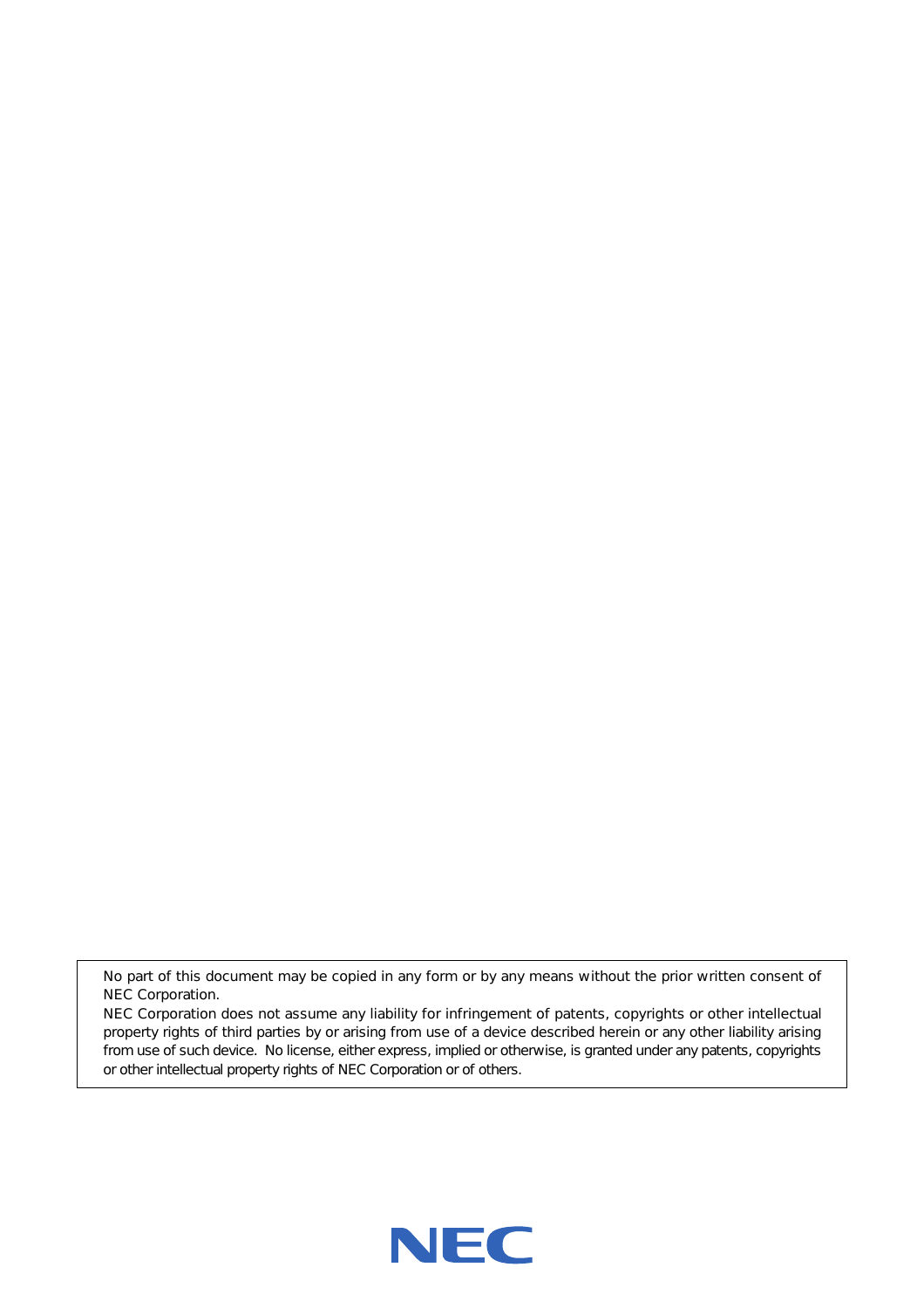No part of this document may be copied in any form or by any means without the prior written consent of NEC Corporation.

NEC Corporation does not assume any liability for infringement of patents, copyrights or other intellectual property rights of third parties by or arising from use of a device described herein or any other liability arising from use of such device. No license, either express, implied or otherwise, is granted under any patents, copyrights or other intellectual property rights of NEC Corporation or of others.

NEC